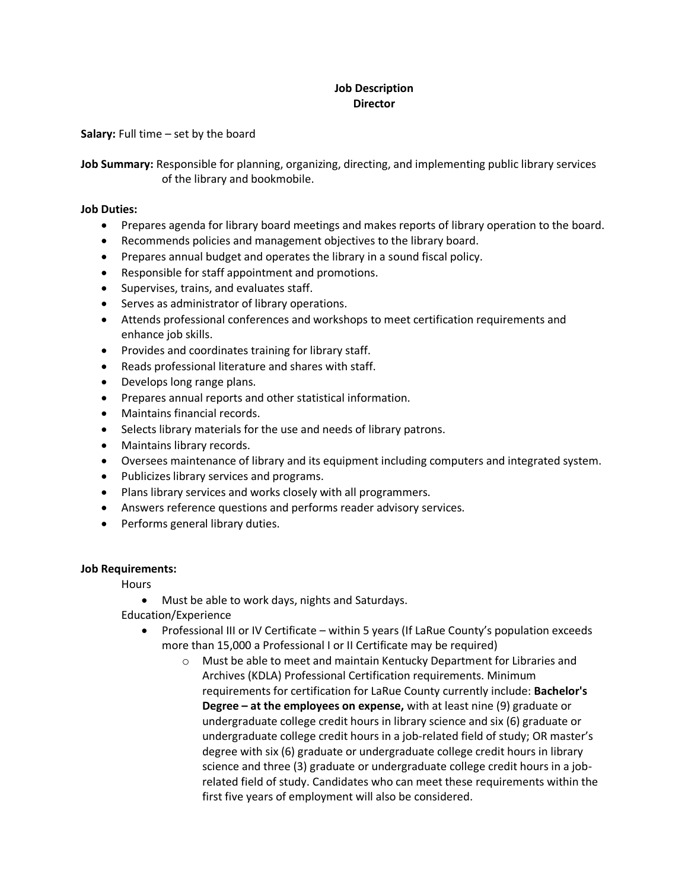**Job Description**
**Director**

**Salary:** Full time – set by the board

**Job Summary:** Responsible for planning, organizing, directing, and implementing public library services of the library and bookmobile.

**Job Duties:**

- Prepares agenda for library board meetings and makes reports of library operation to the board.
- Recommends policies and management objectives to the library board.
- Prepares annual budget and operates the library in a sound fiscal policy.
- Responsible for staff appointment and promotions.
- Supervises, trains, and evaluates staff.
- Serves as administrator of library operations.
- Attends professional conferences and workshops to meet certification requirements and enhance job skills.
- Provides and coordinates training for library staff.
- Reads professional literature and shares with staff.
- Develops long range plans.
- Prepares annual reports and other statistical information.
- Maintains financial records.
- Selects library materials for the use and needs of library patrons.
- Maintains library records.
- Oversees maintenance of library and its equipment including computers and integrated system.
- Publicizes library services and programs.
- Plans library services and works closely with all programmers.
- Answers reference questions and performs reader advisory services.
- Performs general library duties.

**Job Requirements:**

Hours

- Must be able to work days, nights and Saturdays.

Education/Experience

- Professional III or IV Certificate – within 5 years (If LaRue County's population exceeds more than 15,000 a Professional I or II Certificate may be required)
  - Must be able to meet and maintain Kentucky Department for Libraries and Archives (KDLA) Professional Certification requirements. Minimum requirements for certification for LaRue County currently include: **Bachelor's Degree – at the employees on expense,** with at least nine (9) graduate or undergraduate college credit hours in library science and six (6) graduate or undergraduate college credit hours in a job-related field of study; OR master's degree with six (6) graduate or undergraduate college credit hours in library science and three (3) graduate or undergraduate college credit hours in a job-related field of study. Candidates who can meet these requirements within the first five years of employment will also be considered.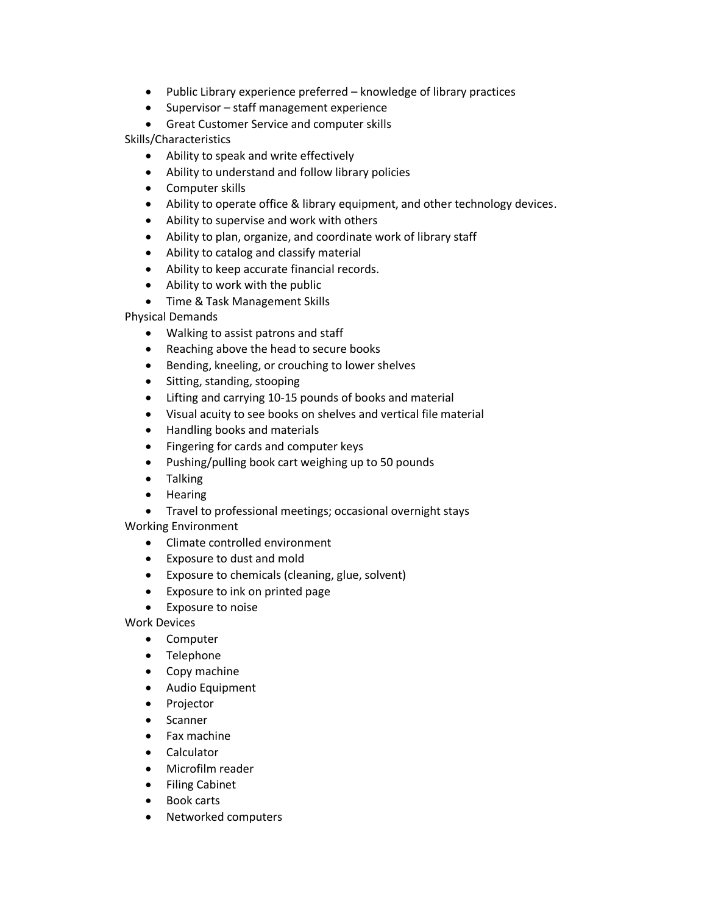- Public Library experience preferred – knowledge of library practices
- Supervisor – staff management experience
- Great Customer Service and computer skills

Skills/Characteristics

- Ability to speak and write effectively
- Ability to understand and follow library policies
- Computer skills
- Ability to operate office & library equipment, and other technology devices.
- Ability to supervise and work with others
- Ability to plan, organize, and coordinate work of library staff
- Ability to catalog and classify material
- Ability to keep accurate financial records.
- Ability to work with the public
- Time & Task Management Skills

Physical Demands

- Walking to assist patrons and staff
- Reaching above the head to secure books
- Bending, kneeling, or crouching to lower shelves
- Sitting, standing, stooping
- Lifting and carrying 10-15 pounds of books and material
- Visual acuity to see books on shelves and vertical file material
- Handling books and materials
- Fingering for cards and computer keys
- Pushing/pulling book cart weighing up to 50 pounds
- Talking
- Hearing
- Travel to professional meetings; occasional overnight stays

Working Environment

- Climate controlled environment
- Exposure to dust and mold
- Exposure to chemicals (cleaning, glue, solvent)
- Exposure to ink on printed page
- Exposure to noise

Work Devices

- Computer
- Telephone
- Copy machine
- Audio Equipment
- Projector
- Scanner
- Fax machine
- Calculator
- Microfilm reader
- Filing Cabinet
- Book carts
- Networked computers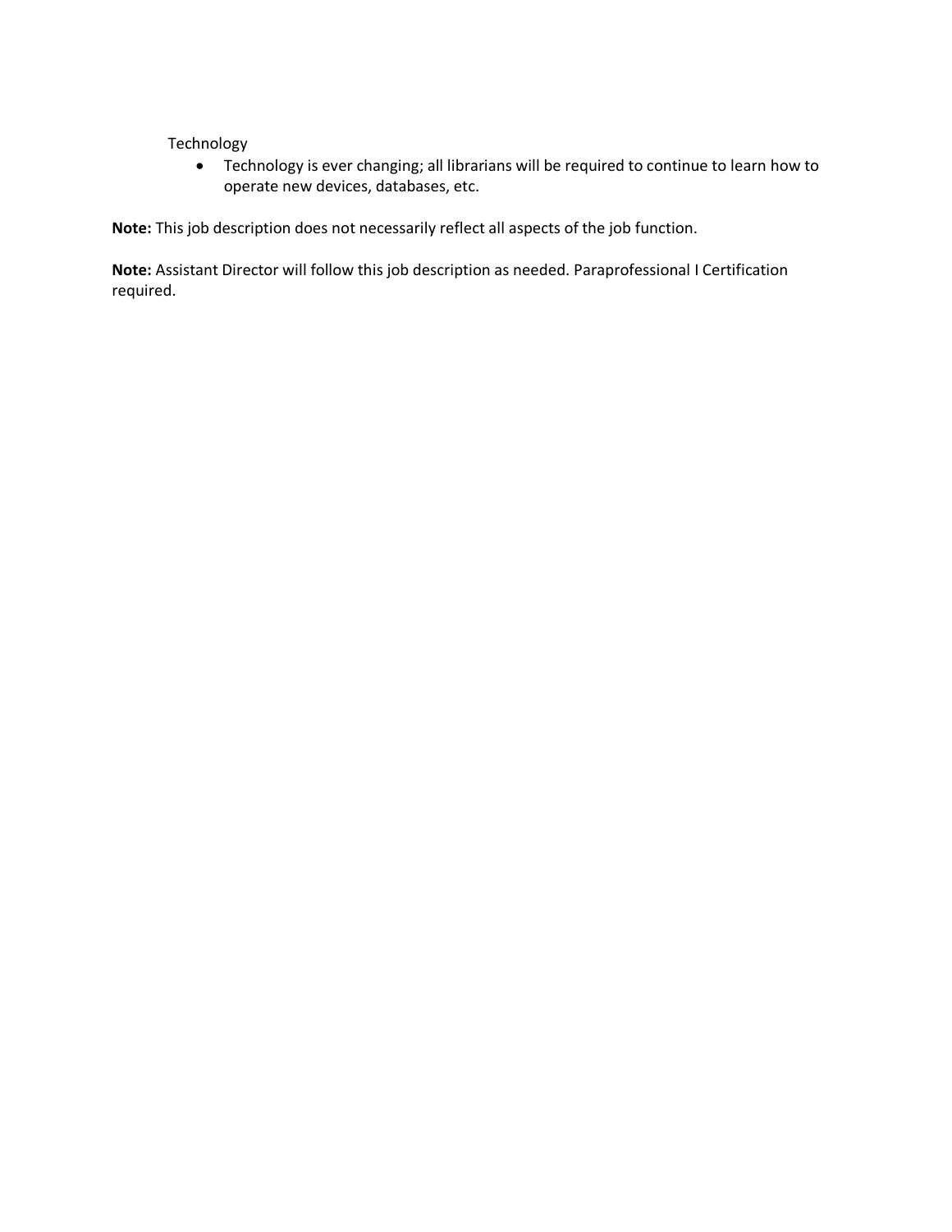Technology

- Technology is ever changing; all librarians will be required to continue to learn how to operate new devices, databases, etc.

**Note:** This job description does not necessarily reflect all aspects of the job function.

**Note:** Assistant Director will follow this job description as needed. Paraprofessional I Certification required.